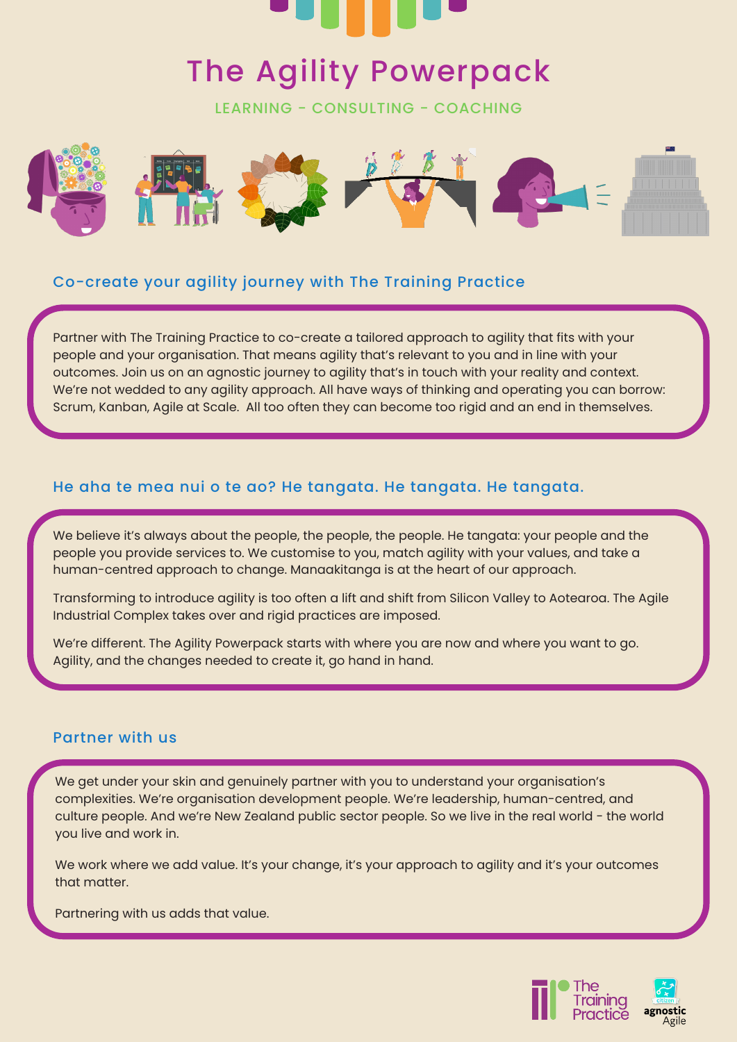# The Agility Powerpack

LEARNING - CONSULTING - COACHING

## Co-create your agility journey with The Training Practice

Partner with The Training Practice to co-create a tailored approach to agility that fits with your people and your organisation. That means agility that's relevant to you and in line with your outcomes. Join us on an agnostic journey to agility that's in touch with your reality and context. We're not wedded to any agility approach. All have ways of thinking and operating you can borrow: Scrum, Kanban, Agile at Scale. All too often they can become too rigid and an end in themselves.

## He aha te mea nui o te ao? He tangata. He tangata. He tangata.

We believe it's always about the people, the people, the people. He tangata: your people and the people you provide services to. We customise to you, match agility with your values, and take a human-centred approach to change. Manaakitanga is at the heart of our approach.

Transforming to introduce agility is too often a lift and shift from Silicon Valley to Aotearoa. The Agile Industrial Complex takes over and rigid practices are imposed.

We're different. The Agility Powerpack starts with where you are now and where you want to go. Agility, and the changes needed to create it, go hand in hand.

## Partner with us

We get under your skin and genuinely partner with you to understand your organisation's complexities. We're organisation development people. We're leadership, human-centred, and culture people. And we're New Zealand public sector people. So we live in the real world - the world you live and work in.

We work where we add value. It's your change, it's your approach to agility and it's your outcomes that matter.

Partnering with us adds that value.

The Training Practice

citizen agnostic Agile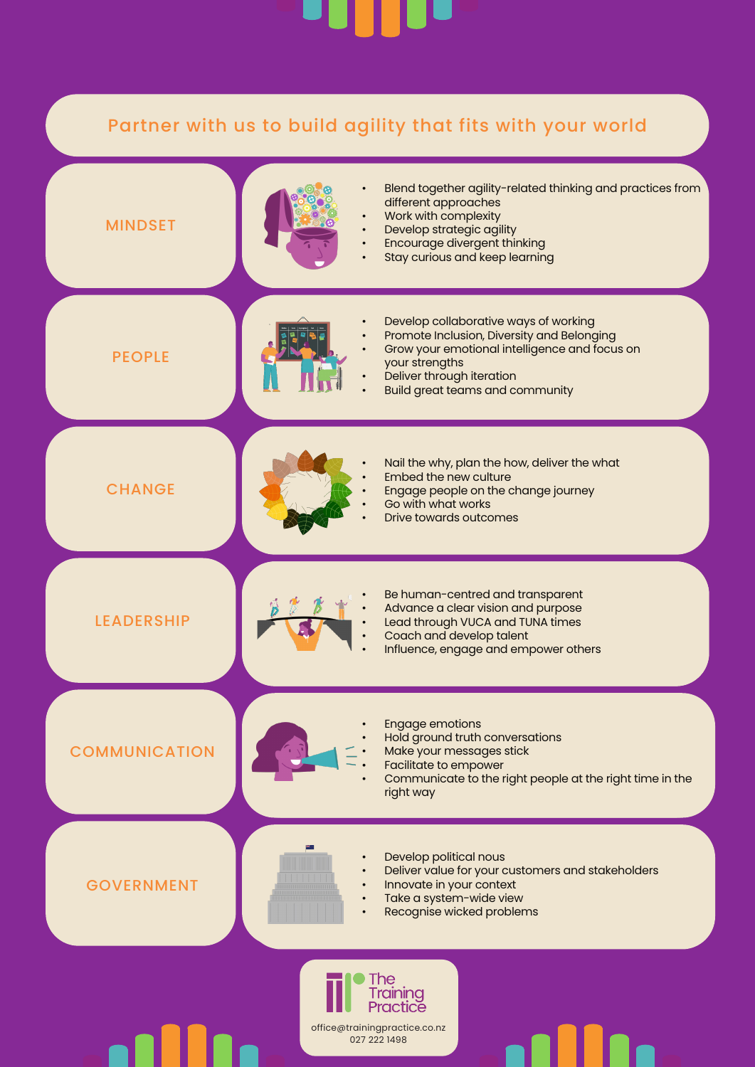# Partner with us to build agility that fits with your world

## MINDSET

- Blend together agility-related thinking and practices from different approaches
- Work with complexity
- Develop strategic agility
- Encourage divergent thinking
- Stay curious and keep learning

## PEOPLE

- Develop collaborative ways of working
- Promote Inclusion, Diversity and Belonging
- Grow your emotional intelligence and focus on your strengths
- Deliver through iteration
- Build great teams and community

## CHANGE

- Nail the why, plan the how, deliver the what
- Embed the new culture
- Engage people on the change journey
- Go with what works
- Drive towards outcomes

## LEADERSHIP

- Be human-centred and transparent
- Advance a clear vision and purpose
- Lead through VUCA and TUNA times
- Coach and develop talent
- Influence, engage and empower others

## COMMUNICATION

- Engage emotions
- Hold ground truth conversations
- Make your messages stick
- Facilitate to empower
- Communicate to the right people at the right time in the right way

## GOVERNMENT

- Develop political nous
- Deliver value for your customers and stakeholders
- Innovate in your context
- Take a system-wide view
- Recognise wicked problems

The Training Practice

office@trainingpractice.co.nz
027 222 1498